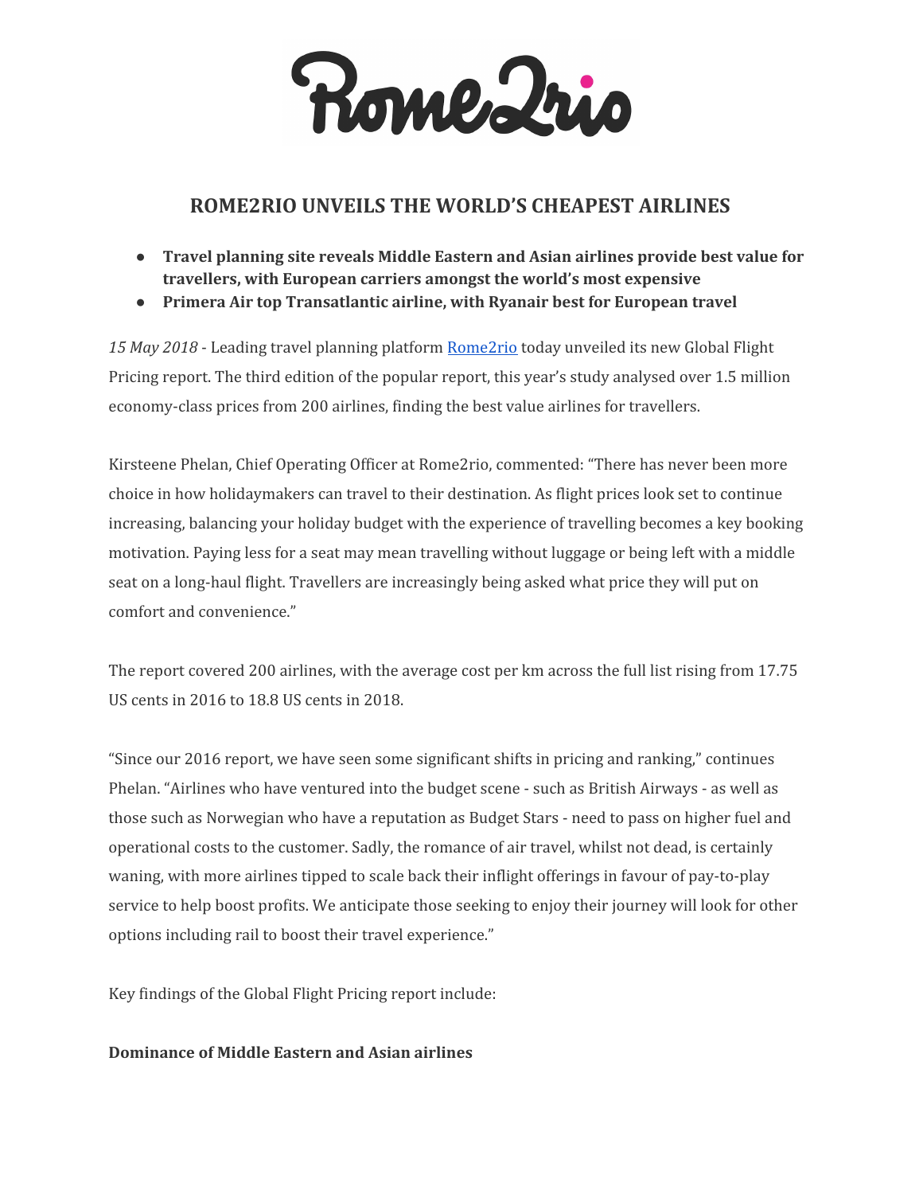# ROME2RIO UNVEILS THE WORLD'S CHEAPEST AIRLINES

- **Travel planning site reveals Middle Eastern and Asian airlines provide best value for travellers, with European carriers amongst the world's most expensive**
- **Primera Air top Transatlantic airline, with Ryanair best for European travel**

*15 May 2018* - Leading travel planning platform Rome2rio today unveiled its new Global Flight Pricing report. The third edition of the popular report, this year's study analysed over 1.5 million economy-class prices from 200 airlines, finding the best value airlines for travellers.

Kirsteene Phelan, Chief Operating Officer at Rome2rio, commented: "There has never been more choice in how holidaymakers can travel to their destination. As flight prices look set to continue increasing, balancing your holiday budget with the experience of travelling becomes a key booking motivation. Paying less for a seat may mean travelling without luggage or being left with a middle seat on a long-haul flight. Travellers are increasingly being asked what price they will put on comfort and convenience."

The report covered 200 airlines, with the average cost per km across the full list rising from 17.75 US cents in 2016 to 18.8 US cents in 2018.

"Since our 2016 report, we have seen some significant shifts in pricing and ranking," continues Phelan. "Airlines who have ventured into the budget scene - such as British Airways - as well as those such as Norwegian who have a reputation as Budget Stars - need to pass on higher fuel and operational costs to the customer. Sadly, the romance of air travel, whilst not dead, is certainly waning, with more airlines tipped to scale back their inflight offerings in favour of pay-to-play service to help boost profits. We anticipate those seeking to enjoy their journey will look for other options including rail to boost their travel experience."

Key findings of the Global Flight Pricing report include:

**Dominance of Middle Eastern and Asian airlines**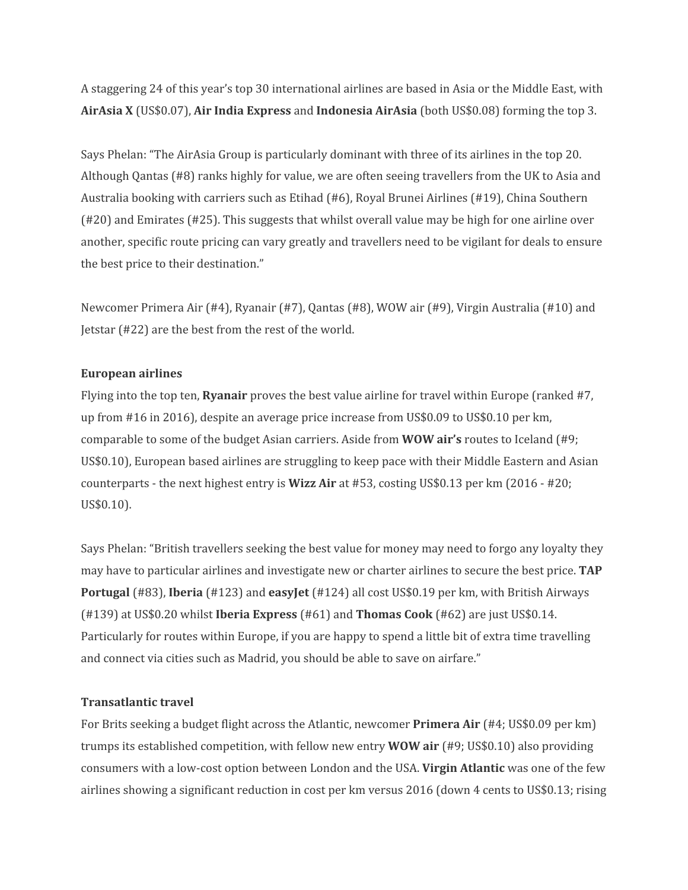A staggering 24 of this year's top 30 international airlines are based in Asia or the Middle East, with **AirAsia X** (US$0.07), **Air India Express** and **Indonesia AirAsia** (both US$0.08) forming the top 3.

Says Phelan: "The AirAsia Group is particularly dominant with three of its airlines in the top 20. Although Qantas (#8) ranks highly for value, we are often seeing travellers from the UK to Asia and Australia booking with carriers such as Etihad (#6), Royal Brunei Airlines (#19), China Southern (#20) and Emirates (#25). This suggests that whilst overall value may be high for one airline over another, specific route pricing can vary greatly and travellers need to be vigilant for deals to ensure the best price to their destination."

Newcomer Primera Air (#4), Ryanair (#7), Qantas (#8), WOW air (#9), Virgin Australia (#10) and Jetstar (#22) are the best from the rest of the world.

**European airlines**

Flying into the top ten, **Ryanair** proves the best value airline for travel within Europe (ranked #7, up from #16 in 2016), despite an average price increase from US$0.09 to US$0.10 per km, comparable to some of the budget Asian carriers. Aside from **WOW air's** routes to Iceland (#9; US$0.10), European based airlines are struggling to keep pace with their Middle Eastern and Asian counterparts - the next highest entry is **Wizz Air** at #53, costing US$0.13 per km (2016 - #20; US$0.10).

Says Phelan: "British travellers seeking the best value for money may need to forgo any loyalty they may have to particular airlines and investigate new or charter airlines to secure the best price. **TAP Portugal** (#83), **Iberia** (#123) and **easyJet** (#124) all cost US$0.19 per km, with British Airways (#139) at US$0.20 whilst **Iberia Express** (#61) and **Thomas Cook** (#62) are just US$0.14. Particularly for routes within Europe, if you are happy to spend a little bit of extra time travelling and connect via cities such as Madrid, you should be able to save on airfare."

**Transatlantic travel**

For Brits seeking a budget flight across the Atlantic, newcomer **Primera Air** (#4; US$0.09 per km) trumps its established competition, with fellow new entry **WOW air** (#9; US$0.10) also providing consumers with a low-cost option between London and the USA. **Virgin Atlantic** was one of the few airlines showing a significant reduction in cost per km versus 2016 (down 4 cents to US$0.13; rising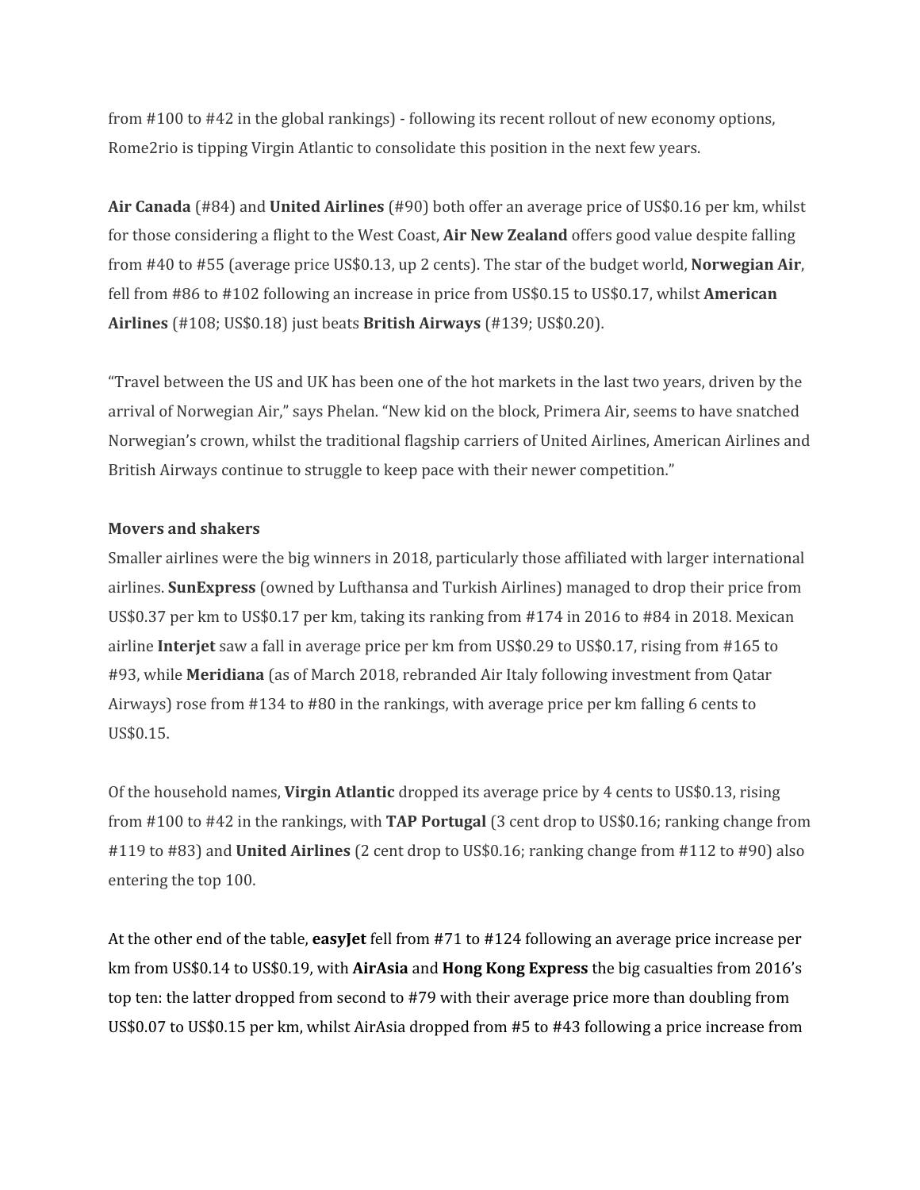from #100 to #42 in the global rankings) - following its recent rollout of new economy options, Rome2rio is tipping Virgin Atlantic to consolidate this position in the next few years.

**Air Canada** (#84) and **United Airlines** (#90) both offer an average price of US$0.16 per km, whilst for those considering a flight to the West Coast, **Air New Zealand** offers good value despite falling from #40 to #55 (average price US$0.13, up 2 cents). The star of the budget world, **Norwegian Air**, fell from #86 to #102 following an increase in price from US$0.15 to US$0.17, whilst **American Airlines** (#108; US$0.18) just beats **British Airways** (#139; US$0.20).

"Travel between the US and UK has been one of the hot markets in the last two years, driven by the arrival of Norwegian Air," says Phelan. "New kid on the block, Primera Air, seems to have snatched Norwegian's crown, whilst the traditional flagship carriers of United Airlines, American Airlines and British Airways continue to struggle to keep pace with their newer competition."

**Movers and shakers**

Smaller airlines were the big winners in 2018, particularly those affiliated with larger international airlines. **SunExpress** (owned by Lufthansa and Turkish Airlines) managed to drop their price from US$0.37 per km to US$0.17 per km, taking its ranking from #174 in 2016 to #84 in 2018. Mexican airline **Interjet** saw a fall in average price per km from US$0.29 to US$0.17, rising from #165 to #93, while **Meridiana** (as of March 2018, rebranded Air Italy following investment from Qatar Airways) rose from #134 to #80 in the rankings, with average price per km falling 6 cents to US$0.15.

Of the household names, **Virgin Atlantic** dropped its average price by 4 cents to US$0.13, rising from #100 to #42 in the rankings, with **TAP Portugal** (3 cent drop to US$0.16; ranking change from #119 to #83) and **United Airlines** (2 cent drop to US$0.16; ranking change from #112 to #90) also entering the top 100.

At the other end of the table, **easyJet** fell from #71 to #124 following an average price increase per km from US$0.14 to US$0.19, with **AirAsia** and **Hong Kong Express** the big casualties from 2016's top ten: the latter dropped from second to #79 with their average price more than doubling from US$0.07 to US$0.15 per km, whilst AirAsia dropped from #5 to #43 following a price increase from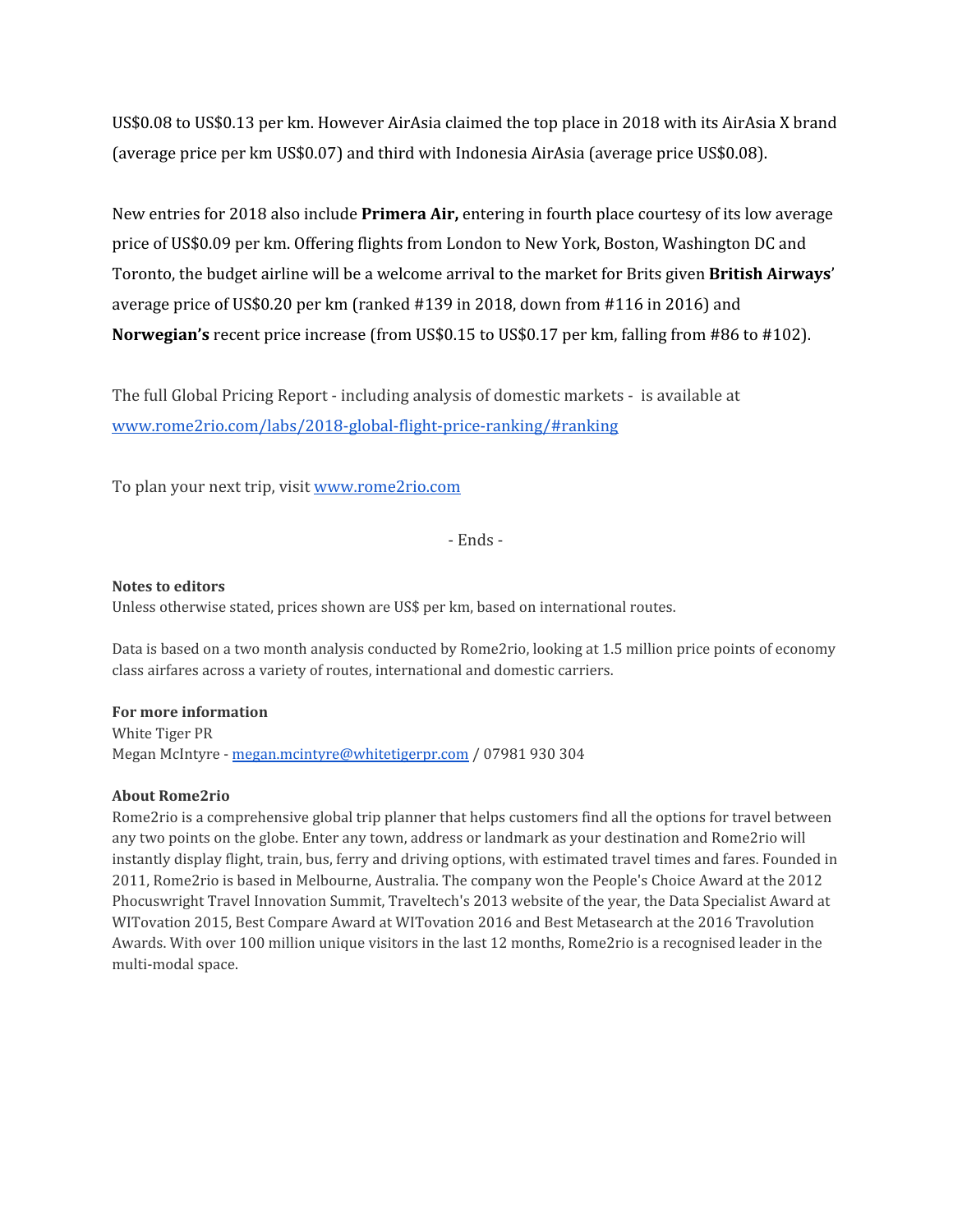US$0.08 to US$0.13 per km. However AirAsia claimed the top place in 2018 with its AirAsia X brand (average price per km US$0.07) and third with Indonesia AirAsia (average price US$0.08).

New entries for 2018 also include **Primera Air,** entering in fourth place courtesy of its low average price of US$0.09 per km. Offering flights from London to New York, Boston, Washington DC and Toronto, the budget airline will be a welcome arrival to the market for Brits given **British Airways**' average price of US$0.20 per km (ranked #139 in 2018, down from #116 in 2016) and **Norwegian's** recent price increase (from US$0.15 to US$0.17 per km, falling from #86 to #102).

The full Global Pricing Report - including analysis of domestic markets - is available at [www.rome2rio.com/labs/2018-global-flight-price-ranking/#ranking](www.rome2rio.com/labs/2018-global-flight-price-ranking/#ranking)

To plan your next trip, visit [www.rome2rio.com](www.rome2rio.com)

- Ends -

**Notes to editors**

Unless otherwise stated, prices shown are US$ per km, based on international routes.

Data is based on a two month analysis conducted by Rome2rio, looking at 1.5 million price points of economy class airfares across a variety of routes, international and domestic carriers.

**For more information**

White Tiger PR
Megan McIntyre - [megan.mcintyre@whitetigerpr.com](mailto:megan.mcintyre@whitetigerpr.com) / 07981 930 304

**About Rome2rio**

Rome2rio is a comprehensive global trip planner that helps customers find all the options for travel between any two points on the globe. Enter any town, address or landmark as your destination and Rome2rio will instantly display flight, train, bus, ferry and driving options, with estimated travel times and fares. Founded in 2011, Rome2rio is based in Melbourne, Australia. The company won the People's Choice Award at the 2012 Phocuswright Travel Innovation Summit, Traveltech's 2013 website of the year, the Data Specialist Award at WITovation 2015, Best Compare Award at WITovation 2016 and Best Metasearch at the 2016 Travolution Awards. With over 100 million unique visitors in the last 12 months, Rome2rio is a recognised leader in the multi-modal space.